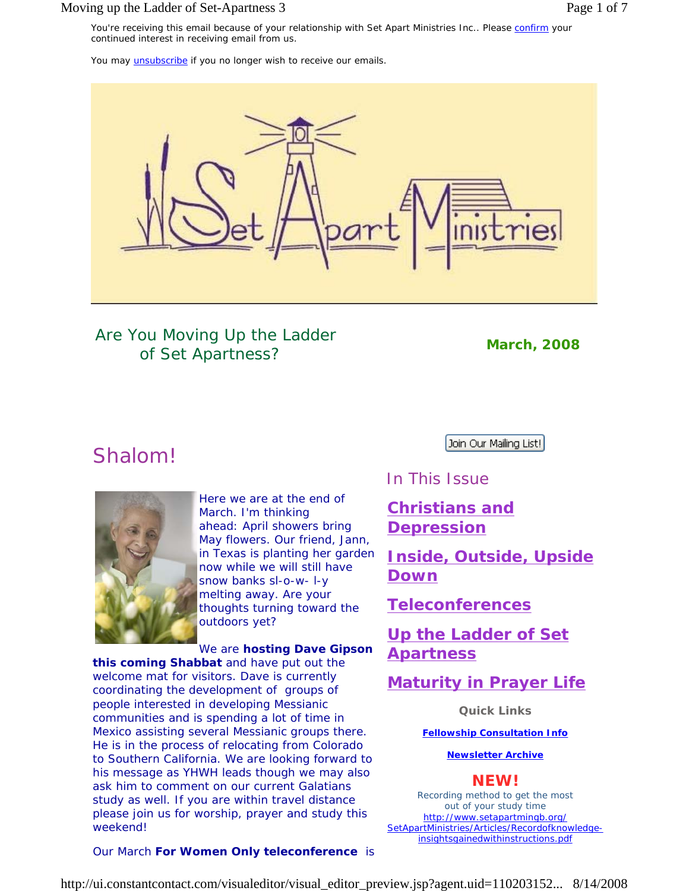You're receiving this email because of your relationship with Set Apart Ministries Inc.. Please confirm your continued interest in receiving email from us.

You may unsubscribe if you no longer wish to receive our emails.

Set Apart Ministries

## Are You Moving Up the Ladder of Set Apartness?

**March, 2008**

Join Our Mailing List!

### In This Issue

**Christians and Depression**

**Inside, Outside, Upside Down**

**Teleconferences**

**Up the Ladder of Set Apartness**

**Maturity in Prayer Life**

**Quick Links**

**Fellowship Consultation Info**

**Newsletter Archive**

**NEW!**

Recording method to get the most out of your study time
http://www.setapartmingb.org/SetApartMinistries/Articles/Recordofknowledge-insightsgainedwithinstructions.pdf

## Shalom!

Here we are at the end of March. I'm thinking ahead: April showers bring May flowers. Our friend, Jann, in Texas is planting her garden now while we will still have snow banks sl-o-w- l-y melting away. Are your thoughts turning toward the outdoors yet?

We are **hosting Dave Gipson this coming Shabbat** and have put out the welcome mat for visitors. Dave is currently coordinating the development of groups of people interested in developing Messianic communities and is spending a lot of time in Mexico assisting several Messianic groups there. He is in the process of relocating from Colorado to Southern California. We are looking forward to his message as YHWH leads though we may also ask him to comment on our current Galatians study as well. If you are within travel distance please join us for worship, prayer and study this weekend!

Our March **For Women Only teleconference** is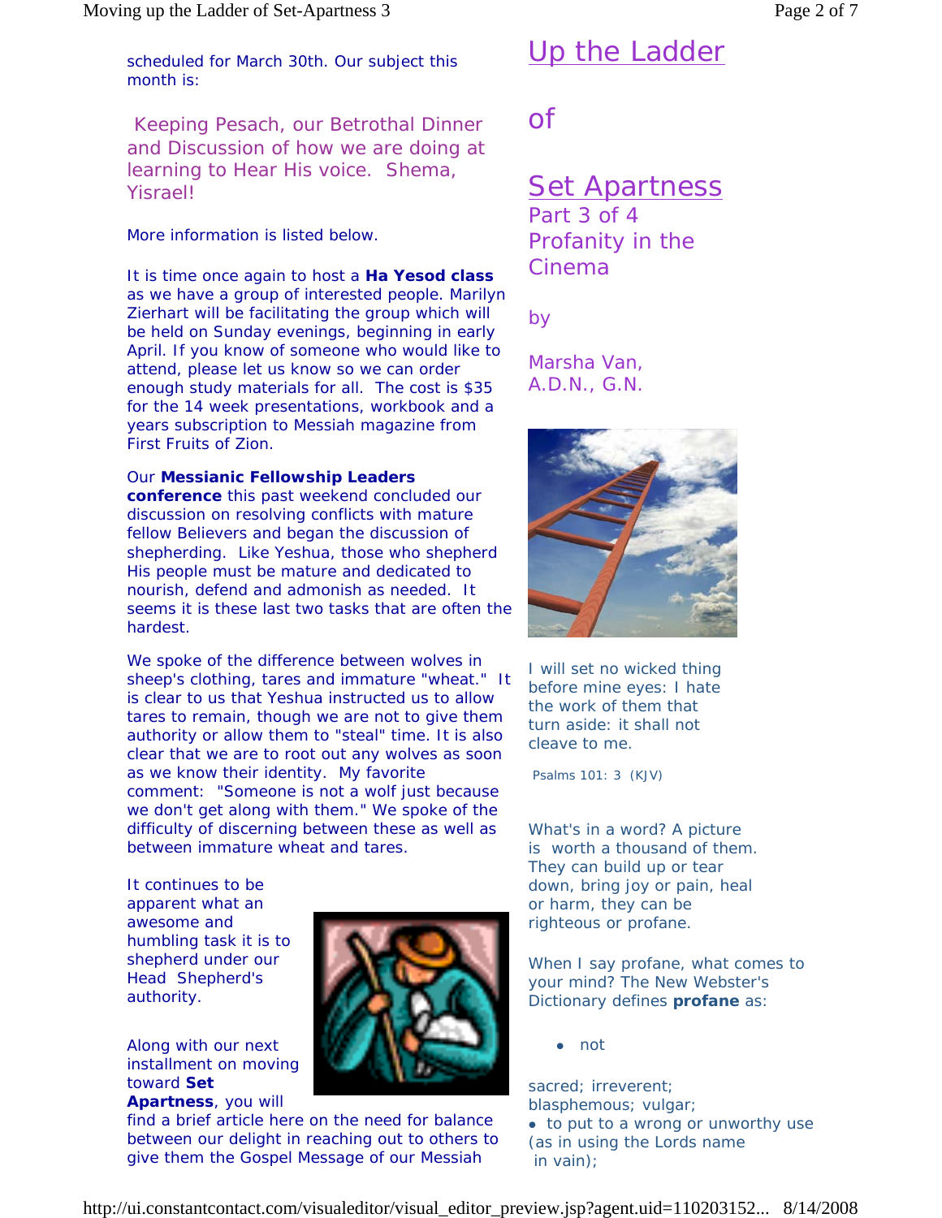scheduled for March 30th. Our subject this month is:

Keeping Pesach, our Betrothal Dinner and Discussion of how we are doing at learning to Hear His voice. Shema, Yisrael!

More information is listed below.

It is time once again to host a **Ha Yesod class** as we have a group of interested people. Marilyn Zierhart will be facilitating the group which will be held on Sunday evenings, beginning in early April. If you know of someone who would like to attend, please let us know so we can order enough study materials for all. The cost is $35 for the 14 week presentations, workbook and a years subscription to Messiah magazine from First Fruits of Zion.

Our **Messianic Fellowship Leaders conference** this past weekend concluded our discussion on resolving conflicts with mature fellow Believers and began the discussion of shepherding. Like Yeshua, those who shepherd His people must be mature and dedicated to nourish, defend and admonish as needed. It seems it is these last two tasks that are often the hardest.

We spoke of the difference between wolves in sheep's clothing, tares and immature "wheat." It is clear to us that Yeshua instructed us to allow tares to remain, though we are not to give them authority or allow them to "steal" time. It is also clear that we are to root out any wolves as soon as we know their identity. My favorite comment: "Someone is not a wolf just because we don't get along with them." We spoke of the difficulty of discerning between these as well as between immature wheat and tares.

It continues to be apparent what an awesome and humbling task it is to shepherd under our Head Shepherd's authority.

Along with our next installment on moving toward **Set Apartness**, you will find a brief article here on the need for balance between our delight in reaching out to others to give them the Gospel Message of our Messiah

# Up the Ladder of Set Apartness

Part 3 of 4
Profanity in the Cinema

by

Marsha Van, A.D.N., G.N.

I will set no wicked thing before mine eyes: I hate the work of them that turn aside: it shall not cleave to me.

Psalms 101: 3 (KJV)

What's in a word? A picture is worth a thousand of them. They can build up or tear down, bring joy or pain, heal or harm, they can be righteous or profane.

When I say profane, what comes to your mind? The New Webster's Dictionary defines **profane** as:

- not

sacred; irreverent; blasphemous; vulgar;

- to put to a wrong or unworthy use (as in using the Lords name in vain);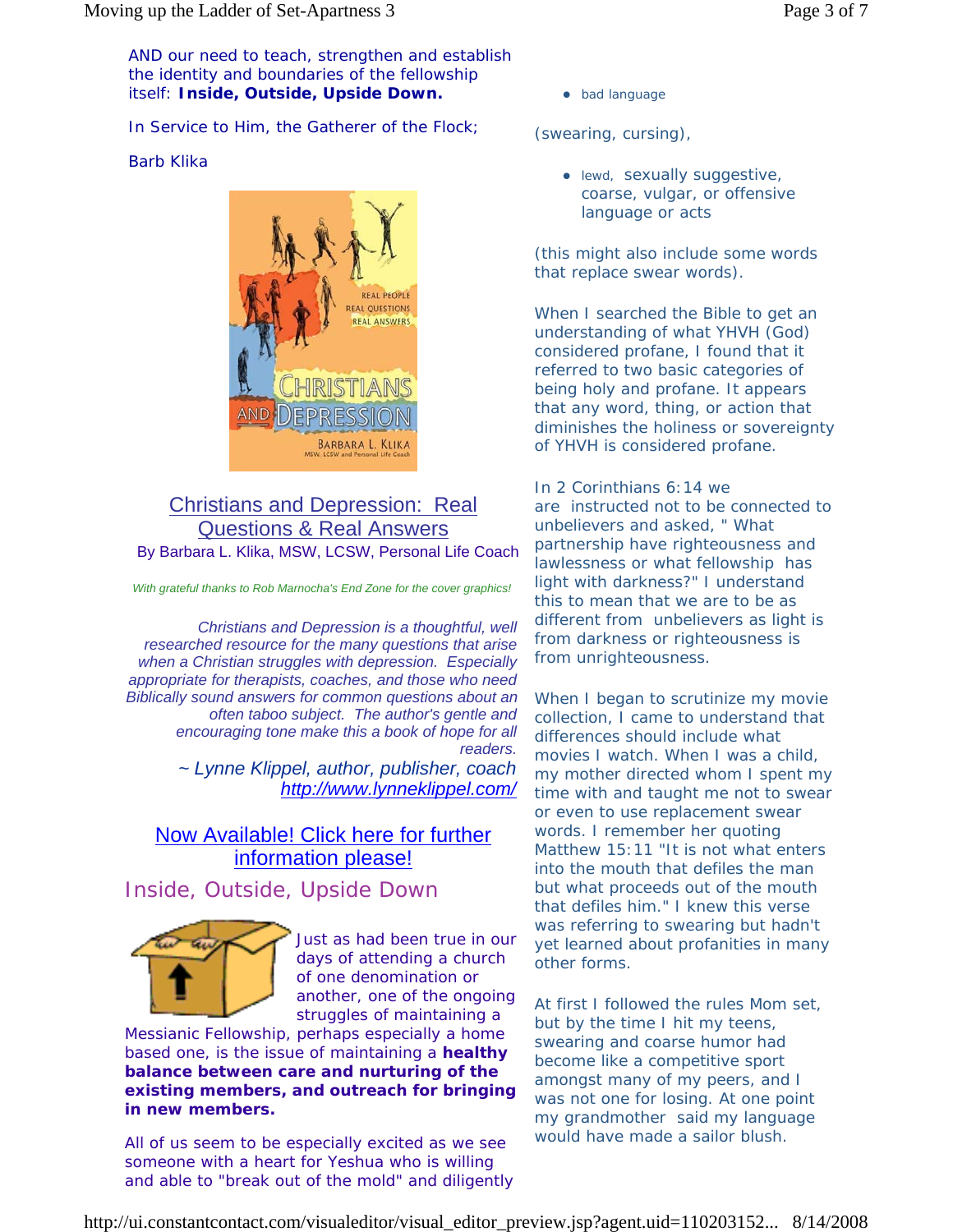AND our need to teach, strengthen and establish the identity and boundaries of the fellowship itself: **Inside, Outside, Upside Down.**

In Service to Him, the Gatherer of the Flock;

Barb Klika

## Christians and Depression: Real Questions & Real Answers

By Barbara L. Klika, MSW, LCSW, Personal Life Coach

*With grateful thanks to Rob Marnocha's End Zone for the cover graphics!*

*Christians and Depression is a thoughtful, well researched resource for the many questions that arise when a Christian struggles with depression. Especially appropriate for therapists, coaches, and those who need Biblically sound answers for common questions about an often taboo subject. The author's gentle and encouraging tone make this a book of hope for all readers.*

*~ Lynne Klippel, author, publisher, coach*
*http://www.lynneklippel.com/*

Now Available! Click here for further information please!

## Inside, Outside, Upside Down

Just as had been true in our days of attending a church of one denomination or another, one of the ongoing struggles of maintaining a Messianic Fellowship, perhaps especially a home based one, is the issue of maintaining a **healthy balance between care and nurturing of the existing members, and outreach for bringing in new members.**

All of us seem to be especially excited as we see someone with a heart for Yeshua who is willing and able to "break out of the mold" and diligently

- bad language

(swearing, cursing),

- lewd, sexually suggestive, coarse, vulgar, or offensive language or acts

(this might also include some words that replace swear words).

When I searched the Bible to get an understanding of what YHVH (God) considered profane, I found that it referred to two basic categories of being holy and profane. It appears that any word, thing, or action that diminishes the holiness or sovereignty of YHVH is considered profane.

In 2 Corinthians 6:14 we are instructed not to be connected to unbelievers and asked, " What partnership have righteousness and lawlessness or what fellowship has light with darkness?" I understand this to mean that we are to be as different from unbelievers as light is from darkness or righteousness is from unrighteousness.

When I began to scrutinize my movie collection, I came to understand that differences should include what movies I watch. When I was a child, my mother directed whom I spent my time with and taught me not to swear or even to use replacement swear words. I remember her quoting Matthew 15:11 "It is not what enters into the mouth that defiles the man but what proceeds out of the mouth that defiles him." I knew this verse was referring to swearing but hadn't yet learned about profanities in many other forms.

At first I followed the rules Mom set, but by the time I hit my teens, swearing and coarse humor had become like a competitive sport amongst many of my peers, and I was not one for losing. At one point my grandmother said my language would have made a sailor blush.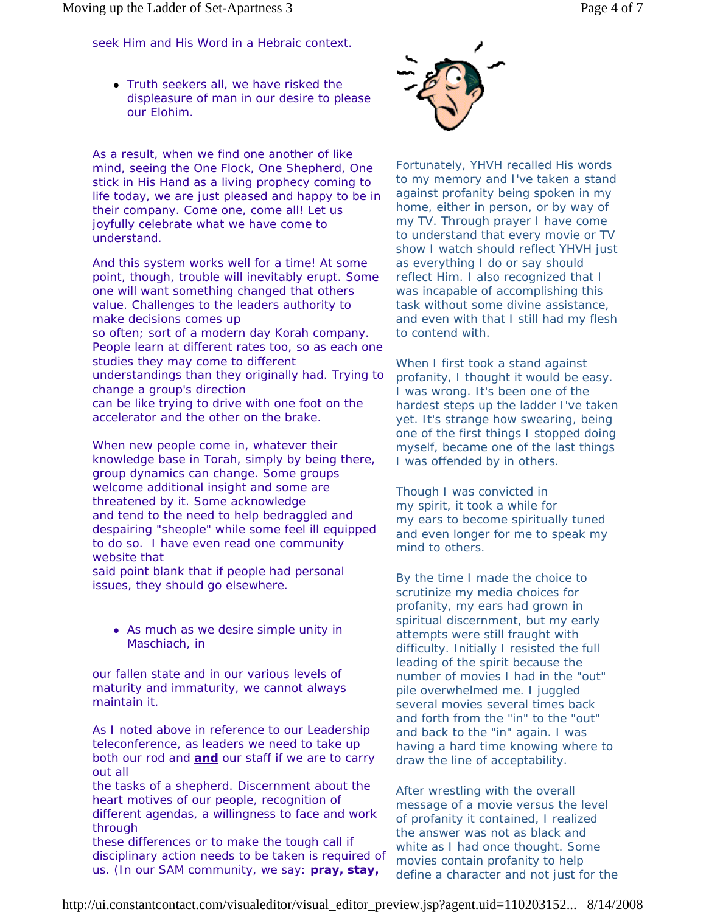seek Him and His Word in a Hebraic context.

- Truth seekers all, we have risked the displeasure of man in our desire to please our Elohim.

As a result, when we find one another of like mind, seeing the One Flock, One Shepherd, One stick in His Hand as a living prophecy coming to life today, we are just pleased and happy to be in their company. Come one, come all! Let us joyfully celebrate what we have come to understand.

And this system works well for a time! At some point, though, trouble will inevitably erupt. Some one will want something changed that others value. Challenges to the leaders authority to make decisions comes up so often; sort of a modern day Korah company. People learn at different rates too, so as each one studies they may come to different understandings than they originally had. Trying to change a group's direction can be like trying to drive with one foot on the accelerator and the other on the brake.

When new people come in, whatever their knowledge base in Torah, simply by being there, group dynamics can change. Some groups welcome additional insight and some are threatened by it. Some acknowledge and tend to the need to help bedraggled and despairing "sheople" while some feel ill equipped to do so. I have even read one community website that said point blank that if people had personal issues, they should go elsewhere.

- As much as we desire simple unity in Maschiach, in

our fallen state and in our various levels of maturity and immaturity, we cannot always maintain it.

As I noted above in reference to our Leadership teleconference, as leaders we need to take up both our rod and **and** our staff if we are to carry out all the tasks of a shepherd. Discernment about the heart motives of our people, recognition of different agendas, a willingness to face and work through these differences or to make the tough call if disciplinary action needs to be taken is required of us. (In our SAM community, we say: **pray, stay,**

Fortunately, YHVH recalled His words to my memory and I've taken a stand against profanity being spoken in my home, either in person, or by way of my TV. Through prayer I have come to understand that every movie or TV show I watch should reflect YHVH just as everything I do or say should reflect Him. I also recognized that I was incapable of accomplishing this task without some divine assistance, and even with that I still had my flesh to contend with.

When I first took a stand against profanity, I thought it would be easy. I was wrong. It's been one of the hardest steps up the ladder I've taken yet. It's strange how swearing, being one of the first things I stopped doing myself, became one of the last things I was offended by in others.

Though I was convicted in my spirit, it took a while for my ears to become spiritually tuned and even longer for me to speak my mind to others.

By the time I made the choice to scrutinize my media choices for profanity, my ears had grown in spiritual discernment, but my early attempts were still fraught with difficulty. Initially I resisted the full leading of the spirit because the number of movies I had in the "out" pile overwhelmed me. I juggled several movies several times back and forth from the "in" to the "out" and back to the "in" again. I was having a hard time knowing where to draw the line of acceptability.

After wrestling with the overall message of a movie versus the level of profanity it contained, I realized the answer was not as black and white as I had once thought. Some movies contain profanity to help define a character and not just for the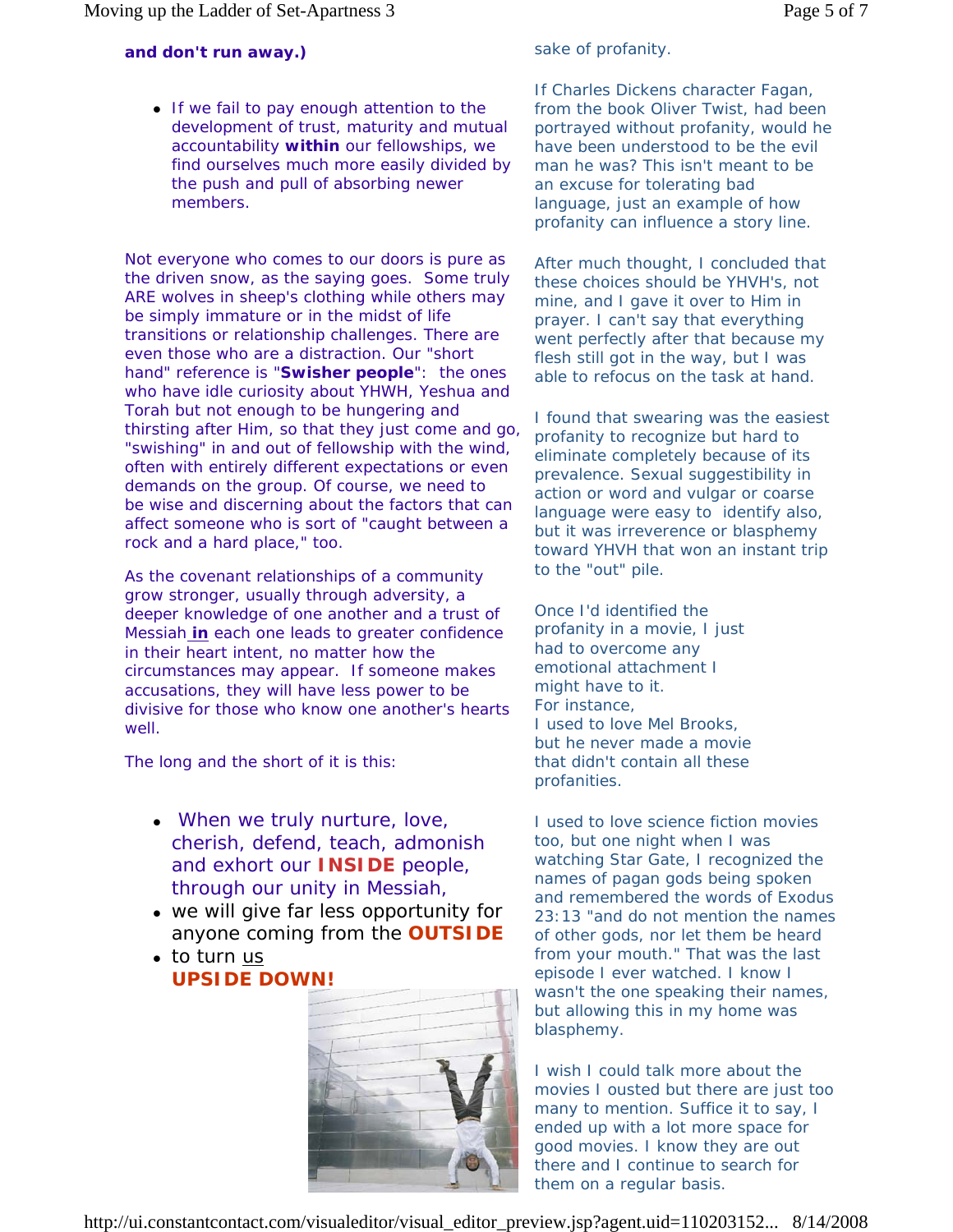**and don't run away.)**

- If we fail to pay enough attention to the development of trust, maturity and mutual accountability **within** our fellowships, we find ourselves much more easily divided by the push and pull of absorbing newer members.

Not everyone who comes to our doors is pure as the driven snow, as the saying goes. Some truly ARE wolves in sheep's clothing while others may be simply immature or in the midst of life transitions or relationship challenges. There are even those who are a distraction. Our "short hand" reference is "**Swisher people**": the ones who have idle curiosity about YHWH, Yeshua and Torah but not enough to be hungering and thirsting after Him, so that they just come and go, "swishing" in and out of fellowship with the wind, often with entirely different expectations or even demands on the group. Of course, we need to be wise and discerning about the factors that can affect someone who is sort of "caught between a rock and a hard place," too.

As the covenant relationships of a community grow stronger, usually through adversity, a deeper knowledge of one another and a trust of Messiah **in** each one leads to greater confidence in their heart intent, no matter how the circumstances may appear. If someone makes accusations, they will have less power to be divisive for those who know one another's hearts well.

The long and the short of it is this:

- When we truly nurture, love, cherish, defend, teach, admonish and exhort our **INSIDE** people, through our unity in Messiah,
- we will give far less opportunity for anyone coming from the **OUTSIDE**
- to turn us **UPSIDE DOWN!**

sake of profanity.

If Charles Dickens character Fagan, from the book Oliver Twist, had been portrayed without profanity, would he have been understood to be the evil man he was? This isn't meant to be an excuse for tolerating bad language, just an example of how profanity can influence a story line.

After much thought, I concluded that these choices should be YHVH's, not mine, and I gave it over to Him in prayer. I can't say that everything went perfectly after that because my flesh still got in the way, but I was able to refocus on the task at hand.

I found that swearing was the easiest profanity to recognize but hard to eliminate completely because of its prevalence. Sexual suggestibility in action or word and vulgar or coarse language were easy to identify also, but it was irreverence or blasphemy toward YHVH that won an instant trip to the "out" pile.

Once I'd identified the profanity in a movie, I just had to overcome any emotional attachment I might have to it. For instance, I used to love Mel Brooks, but he never made a movie that didn't contain all these profanities.

I used to love science fiction movies too, but one night when I was watching Star Gate, I recognized the names of pagan gods being spoken and remembered the words of Exodus 23:13 "and do not mention the names of other gods, nor let them be heard from your mouth." That was the last episode I ever watched. I know I wasn't the one speaking their names, but allowing this in my home was blasphemy.

I wish I could talk more about the movies I ousted but there are just too many to mention. Suffice it to say, I ended up with a lot more space for good movies. I know they are out there and I continue to search for them on a regular basis.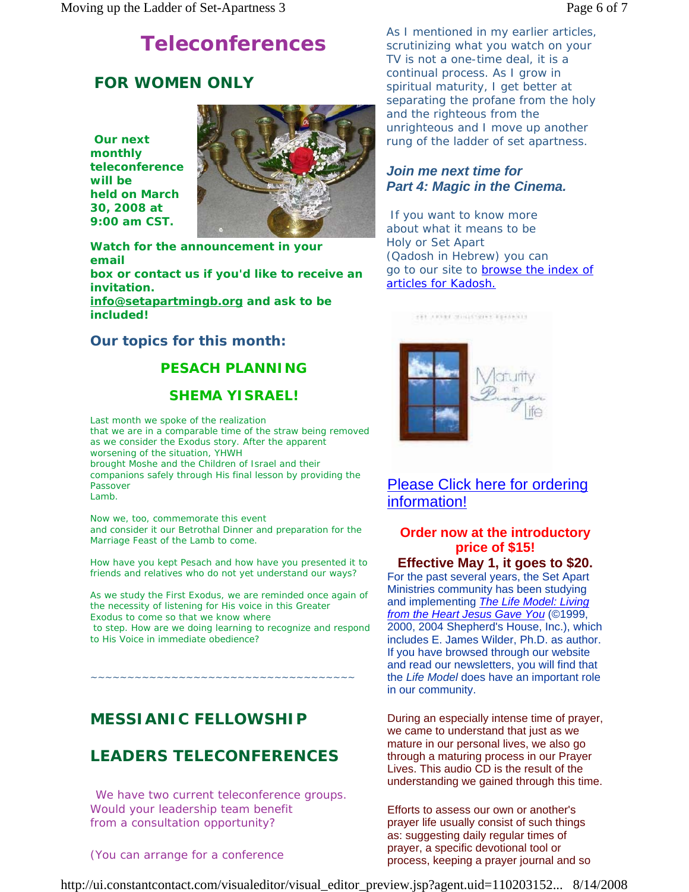# Teleconferences

## FOR WOMEN ONLY

**Our next monthly teleconference will be held on March 30, 2008 at 9:00 am CST.**

**Watch for the announcement in your email box or contact us if you'd like to receive an invitation. info@setapartmingb.org and ask to be included!**

### Our topics for this month:

**PESACH PLANNING**

**SHEMA YISRAEL!**

Last month we spoke of the realization that we are in a comparable time of the straw being removed as we consider the Exodus story. After the apparent worsening of the situation, YHWH brought Moshe and the Children of Israel and their companions safely through His final lesson by providing the Passover Lamb.

Now we, too, commemorate this event and consider it our Betrothal Dinner and preparation for the Marriage Feast of the Lamb to come.

How have you kept Pesach and how have you presented it to friends and relatives who do not yet understand our ways?

As we study the First Exodus, we are reminded once again of the necessity of listening for His voice in this Greater Exodus to come so that we know where to step. How are we doing learning to recognize and respond to His Voice in immediate obedience?

~~~~~~~~~~~~~~~~~~~~~~~~~~~~~~~~~~~~

## MESSIANIC FELLOWSHIP

## LEADERS TELECONFERENCES

We have two current teleconference groups. Would your leadership team benefit from a consultation opportunity?

(You can arrange for a conference

As I mentioned in my earlier articles, scrutinizing what you watch on your TV is not a one-time deal, it is a continual process. As I grow in spiritual maturity, I get better at separating the profane from the holy and the righteous from the unrighteous and I move up another rung of the ladder of set apartness.

***Join me next time for Part 4: Magic in the Cinema.***

If you want to know more about what it means to be Holy or Set Apart (Qadosh in Hebrew) you can go to our site to browse the index of articles for Kadosh.

Please Click here for ordering information!

**Order now at the introductory price of $15!**

**Effective May 1, it goes to $20.**

For the past several years, the Set Apart Ministries community has been studying and implementing *The Life Model: Living from the Heart Jesus Gave You* (©1999, 2000, 2004 Shepherd's House, Inc.), which includes E. James Wilder, Ph.D. as author. If you have browsed through our website and read our newsletters, you will find that the *Life Model* does have an important role in our community.

During an especially intense time of prayer, we came to understand that just as we mature in our personal lives, we also go through a maturing process in our Prayer Lives. This audio CD is the result of the understanding we gained through this time.

Efforts to assess our own or another's prayer life usually consist of such things as: suggesting daily regular times of prayer, a specific devotional tool or process, keeping a prayer journal and so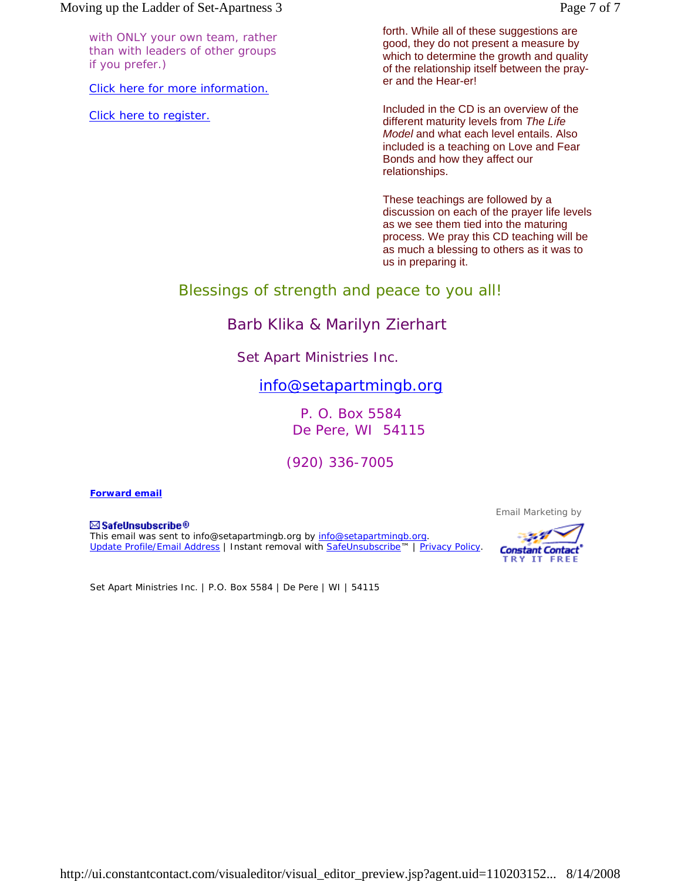with ONLY your own team, rather than with leaders of other groups if you prefer.)

Click here for more information.

Click here to register.

forth. While all of these suggestions are good, they do not present a measure by which to determine the growth and quality of the relationship itself between the pray-er and the Hear-er!

Included in the CD is an overview of the different maturity levels from *The Life Model* and what each level entails. Also included is a teaching on Love and Fear Bonds and how they affect our relationships.

These teachings are followed by a discussion on each of the prayer life levels as we see them tied into the maturing process. We pray this CD teaching will be as much a blessing to others as it was to us in preparing it.

Blessings of strength and peace to you all!

Barb Klika & Marilyn Zierhart

Set Apart Ministries Inc.

info@setapartmingb.org

P. O. Box 5584
De Pere, WI 54115

(920) 336-7005

**Forward email**

SafeUnsubscribe®
This email was sent to info@setapartmingb.org by info@setapartmingb.org.
Update Profile/Email Address | Instant removal with SafeUnsubscribe™ | Privacy Policy.

Email Marketing by Constant Contact TRY IT FREE

Set Apart Ministries Inc. | P.O. Box 5584 | De Pere | WI | 54115